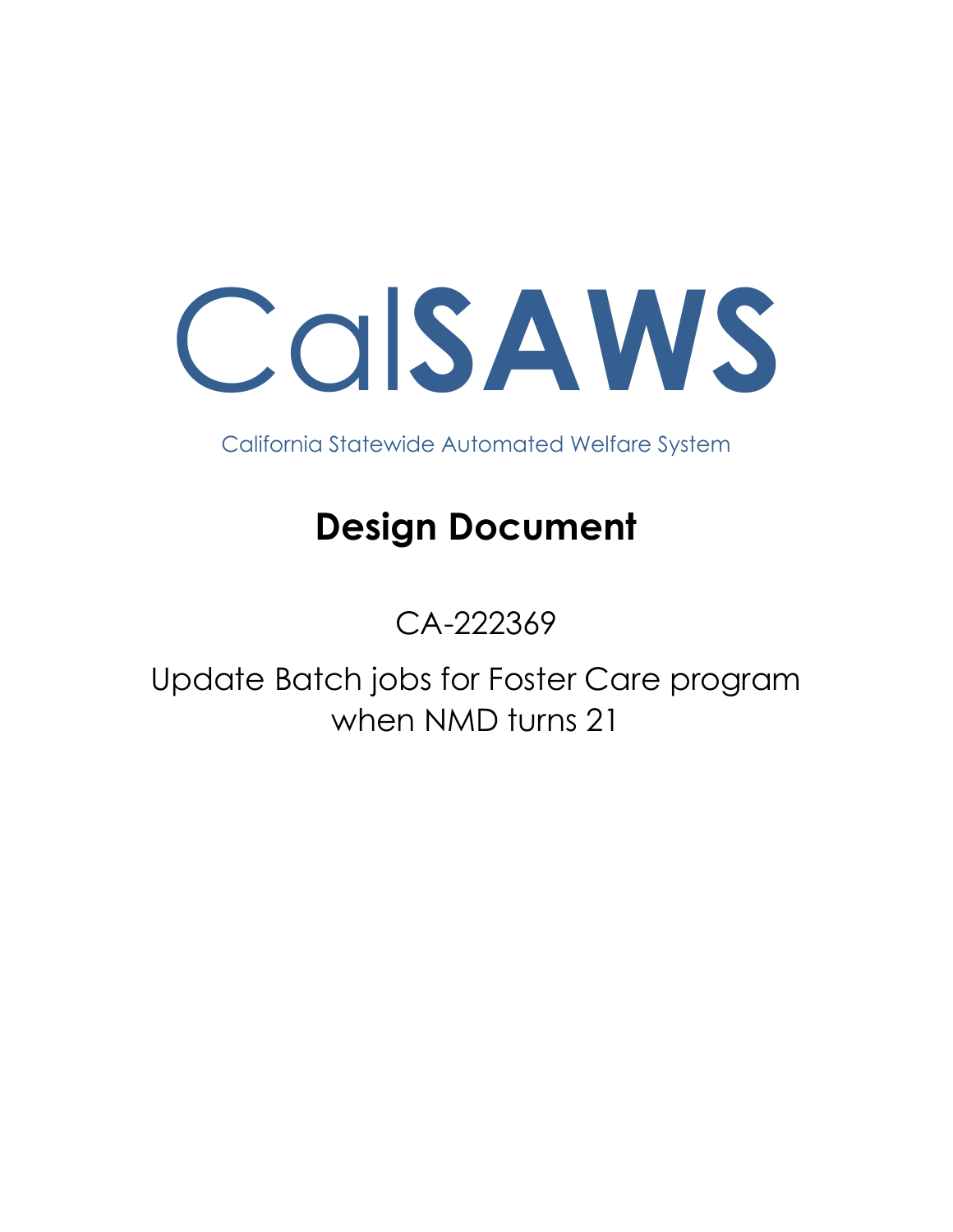# CalSAWS

California Statewide Automated Welfare System

## Design Document

CA-222369

Update Batch jobs for Foster Care program when NMD turns 21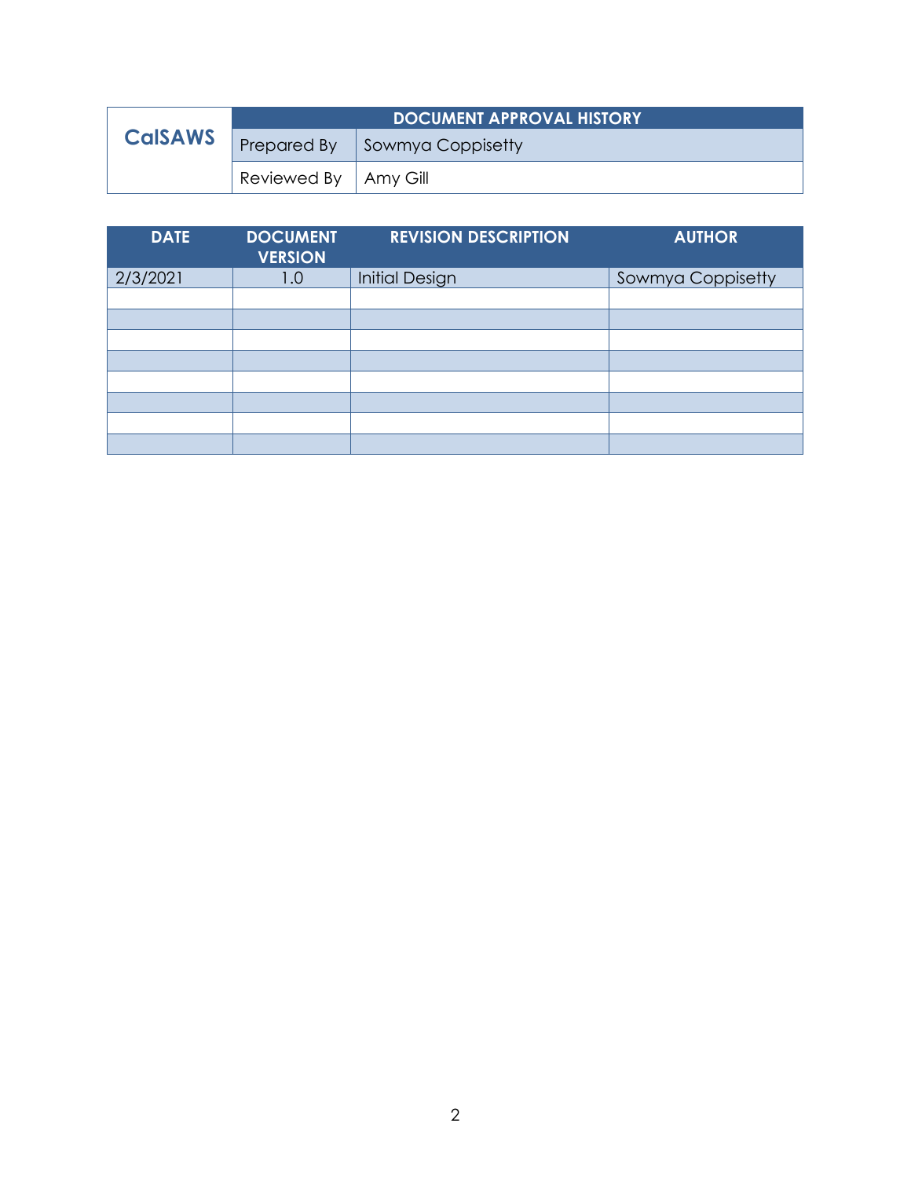| CalSAWS | DOCUMENT APPROVAL HISTORY | |
|---|---|---|
| | Prepared By | Sowmya Coppisetty |
| | Reviewed By | Amy Gill |

| DATE | DOCUMENT VERSION | REVISION DESCRIPTION | AUTHOR |
|---|---|---|---|
| 2/3/2021 | 1.0 | Initial Design | Sowmya Coppisetty |
| | | | |
| | | | |
| | | | |
| | | | |
| | | | |
| | | | |
| | | | |
| | | | |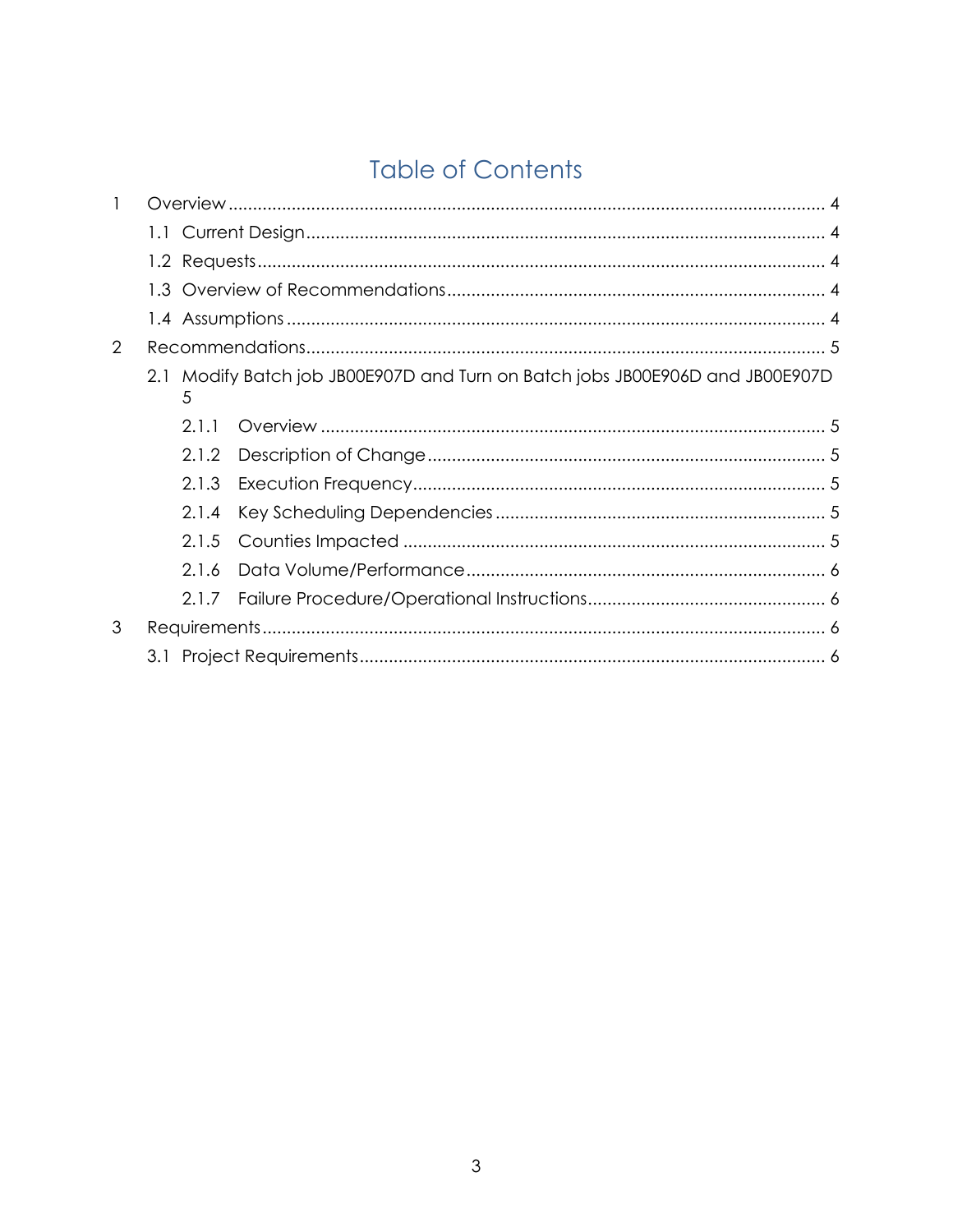# Table of Contents

1 Overview ..... 4
  1.1 Current Design ..... 4
  1.2 Requests ..... 4
  1.3 Overview of Recommendations ..... 4
  1.4 Assumptions ..... 4
2 Recommendations ..... 5
  2.1 Modify Batch job JB00E907D and Turn on Batch jobs JB00E906D and JB00E907D 5
    2.1.1 Overview ..... 5
    2.1.2 Description of Change ..... 5
    2.1.3 Execution Frequency ..... 5
    2.1.4 Key Scheduling Dependencies ..... 5
    2.1.5 Counties Impacted ..... 5
    2.1.6 Data Volume/Performance ..... 6
    2.1.7 Failure Procedure/Operational Instructions ..... 6
3 Requirements ..... 6
  3.1 Project Requirements ..... 6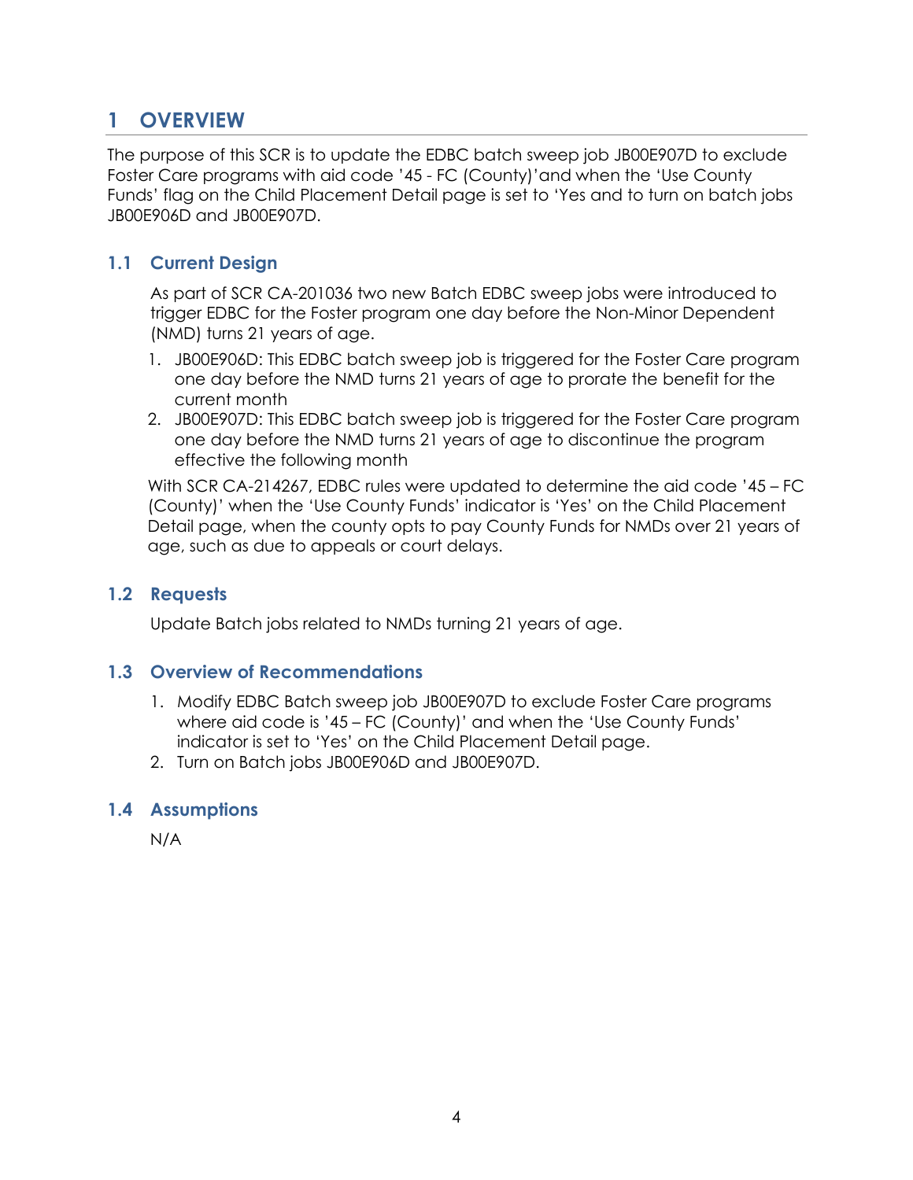# 1 OVERVIEW

The purpose of this SCR is to update the EDBC batch sweep job JB00E907D to exclude Foster Care programs with aid code '45 - FC (County)'and when the 'Use County Funds' flag on the Child Placement Detail page is set to 'Yes and to turn on batch jobs JB00E906D and JB00E907D.

## 1.1 Current Design

As part of SCR CA-201036 two new Batch EDBC sweep jobs were introduced to trigger EDBC for the Foster program one day before the Non-Minor Dependent (NMD) turns 21 years of age.

1. JB00E906D: This EDBC batch sweep job is triggered for the Foster Care program one day before the NMD turns 21 years of age to prorate the benefit for the current month
2. JB00E907D: This EDBC batch sweep job is triggered for the Foster Care program one day before the NMD turns 21 years of age to discontinue the program effective the following month

With SCR CA-214267, EDBC rules were updated to determine the aid code '45 – FC (County)' when the 'Use County Funds' indicator is 'Yes' on the Child Placement Detail page, when the county opts to pay County Funds for NMDs over 21 years of age, such as due to appeals or court delays.

## 1.2 Requests

Update Batch jobs related to NMDs turning 21 years of age.

## 1.3 Overview of Recommendations

1. Modify EDBC Batch sweep job JB00E907D to exclude Foster Care programs where aid code is '45 – FC (County)' and when the 'Use County Funds' indicator is set to 'Yes' on the Child Placement Detail page.
2. Turn on Batch jobs JB00E906D and JB00E907D.

## 1.4 Assumptions

N/A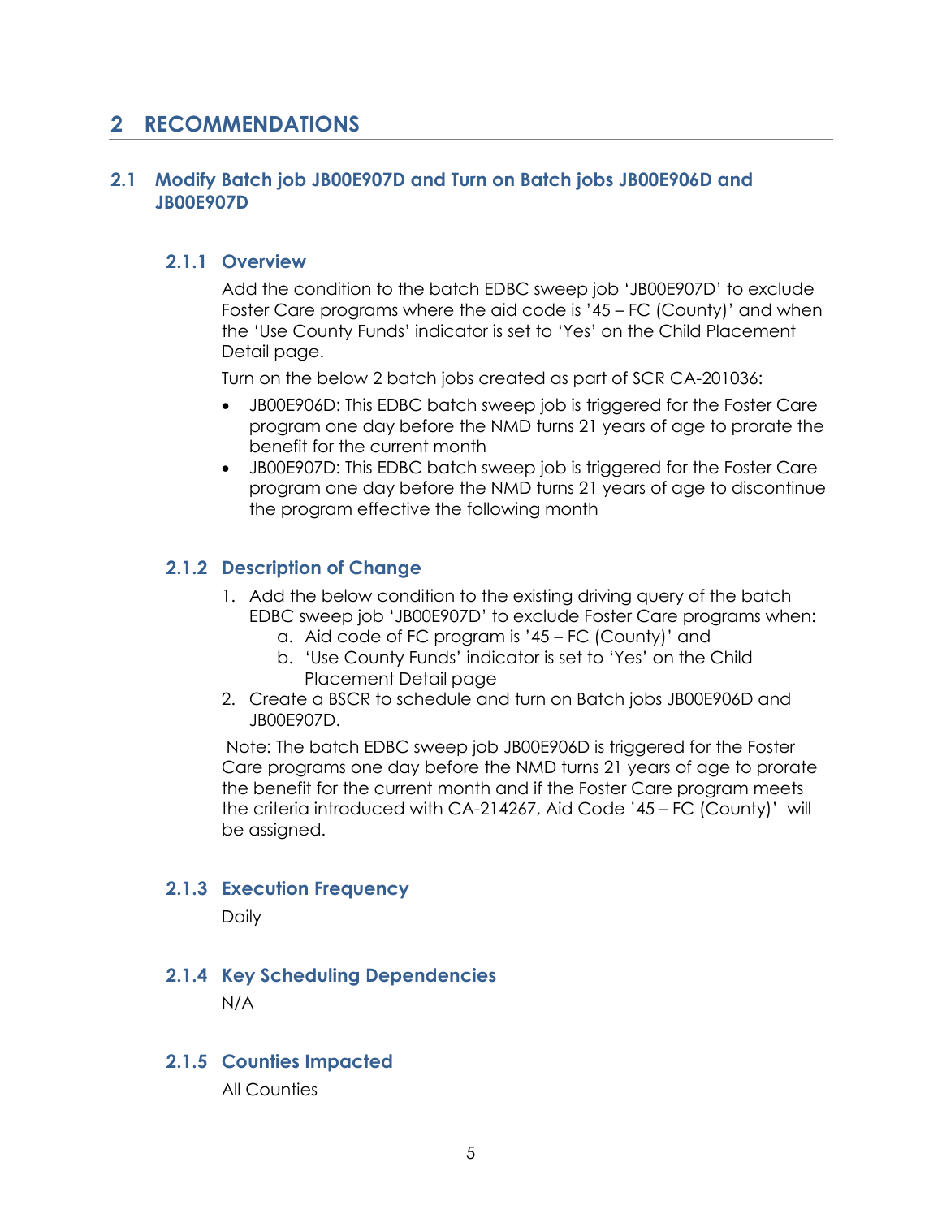# 2 RECOMMENDATIONS

## 2.1 Modify Batch job JB00E907D and Turn on Batch jobs JB00E906D and JB00E907D

### 2.1.1 Overview

Add the condition to the batch EDBC sweep job 'JB00E907D' to exclude Foster Care programs where the aid code is '45 – FC (County)' and when the 'Use County Funds' indicator is set to 'Yes' on the Child Placement Detail page.

Turn on the below 2 batch jobs created as part of SCR CA-201036:

- JB00E906D: This EDBC batch sweep job is triggered for the Foster Care program one day before the NMD turns 21 years of age to prorate the benefit for the current month
- JB00E907D: This EDBC batch sweep job is triggered for the Foster Care program one day before the NMD turns 21 years of age to discontinue the program effective the following month

### 2.1.2 Description of Change

1. Add the below condition to the existing driving query of the batch EDBC sweep job 'JB00E907D' to exclude Foster Care programs when:
   a. Aid code of FC program is '45 – FC (County)' and
   b. 'Use County Funds' indicator is set to 'Yes' on the Child Placement Detail page
2. Create a BSCR to schedule and turn on Batch jobs JB00E906D and JB00E907D.

Note: The batch EDBC sweep job JB00E906D is triggered for the Foster Care programs one day before the NMD turns 21 years of age to prorate the benefit for the current month and if the Foster Care program meets the criteria introduced with CA-214267, Aid Code '45 – FC (County)' will be assigned.

### 2.1.3 Execution Frequency

Daily

### 2.1.4 Key Scheduling Dependencies

N/A

### 2.1.5 Counties Impacted

All Counties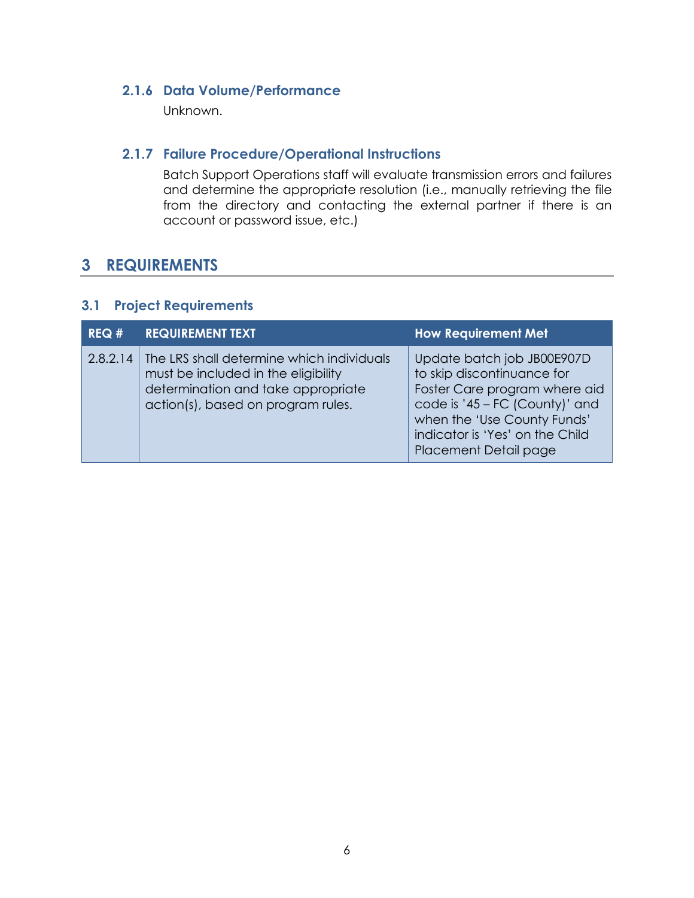### 2.1.6 Data Volume/Performance

Unknown.

### 2.1.7 Failure Procedure/Operational Instructions

Batch Support Operations staff will evaluate transmission errors and failures and determine the appropriate resolution (i.e., manually retrieving the file from the directory and contacting the external partner if there is an account or password issue, etc.)

# 3 REQUIREMENTS

## 3.1 Project Requirements

| REQ # | REQUIREMENT TEXT | How Requirement Met |
| --- | --- | --- |
| 2.8.2.14 | The LRS shall determine which individuals must be included in the eligibility determination and take appropriate action(s), based on program rules. | Update batch job JB00E907D to skip discontinuance for Foster Care program where aid code is '45 – FC (County)' and when the 'Use County Funds' indicator is 'Yes' on the Child Placement Detail page |